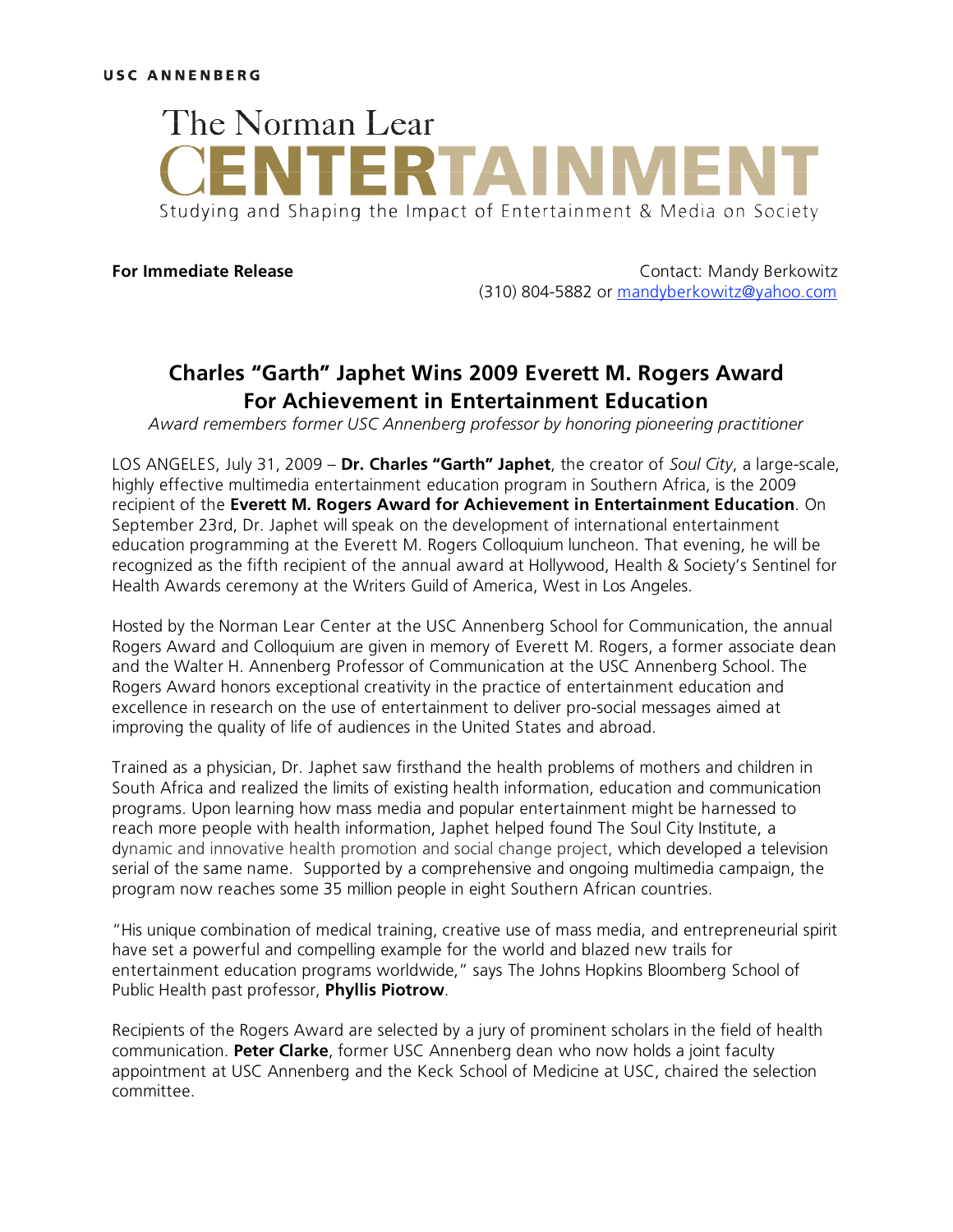USC ANNENBERG

The Norman Lear

CENTERTAINMENT

Studying and Shaping the Impact of Entertainment & Media on Society

**For Immediate Release**

Contact: Mandy Berkowitz
(310) 804-5882 or mandyberkowitz@yahoo.com

# Charles "Garth" Japhet Wins 2009 Everett M. Rogers Award For Achievement in Entertainment Education

*Award remembers former USC Annenberg professor by honoring pioneering practitioner*

LOS ANGELES, July 31, 2009 – **Dr. Charles "Garth" Japhet**, the creator of *Soul City*, a large-scale, highly effective multimedia entertainment education program in Southern Africa, is the 2009 recipient of the **Everett M. Rogers Award for Achievement in Entertainment Education**. On September 23rd, Dr. Japhet will speak on the development of international entertainment education programming at the Everett M. Rogers Colloquium luncheon. That evening, he will be recognized as the fifth recipient of the annual award at Hollywood, Health & Society's Sentinel for Health Awards ceremony at the Writers Guild of America, West in Los Angeles.

Hosted by the Norman Lear Center at the USC Annenberg School for Communication, the annual Rogers Award and Colloquium are given in memory of Everett M. Rogers, a former associate dean and the Walter H. Annenberg Professor of Communication at the USC Annenberg School. The Rogers Award honors exceptional creativity in the practice of entertainment education and excellence in research on the use of entertainment to deliver pro-social messages aimed at improving the quality of life of audiences in the United States and abroad.

Trained as a physician, Dr. Japhet saw firsthand the health problems of mothers and children in South Africa and realized the limits of existing health information, education and communication programs. Upon learning how mass media and popular entertainment might be harnessed to reach more people with health information, Japhet helped found The Soul City Institute, a dynamic and innovative health promotion and social change project, which developed a television serial of the same name. Supported by a comprehensive and ongoing multimedia campaign, the program now reaches some 35 million people in eight Southern African countries.

"His unique combination of medical training, creative use of mass media, and entrepreneurial spirit have set a powerful and compelling example for the world and blazed new trails for entertainment education programs worldwide," says The Johns Hopkins Bloomberg School of Public Health past professor, **Phyllis Piotrow**.

Recipients of the Rogers Award are selected by a jury of prominent scholars in the field of health communication. **Peter Clarke**, former USC Annenberg dean who now holds a joint faculty appointment at USC Annenberg and the Keck School of Medicine at USC, chaired the selection committee.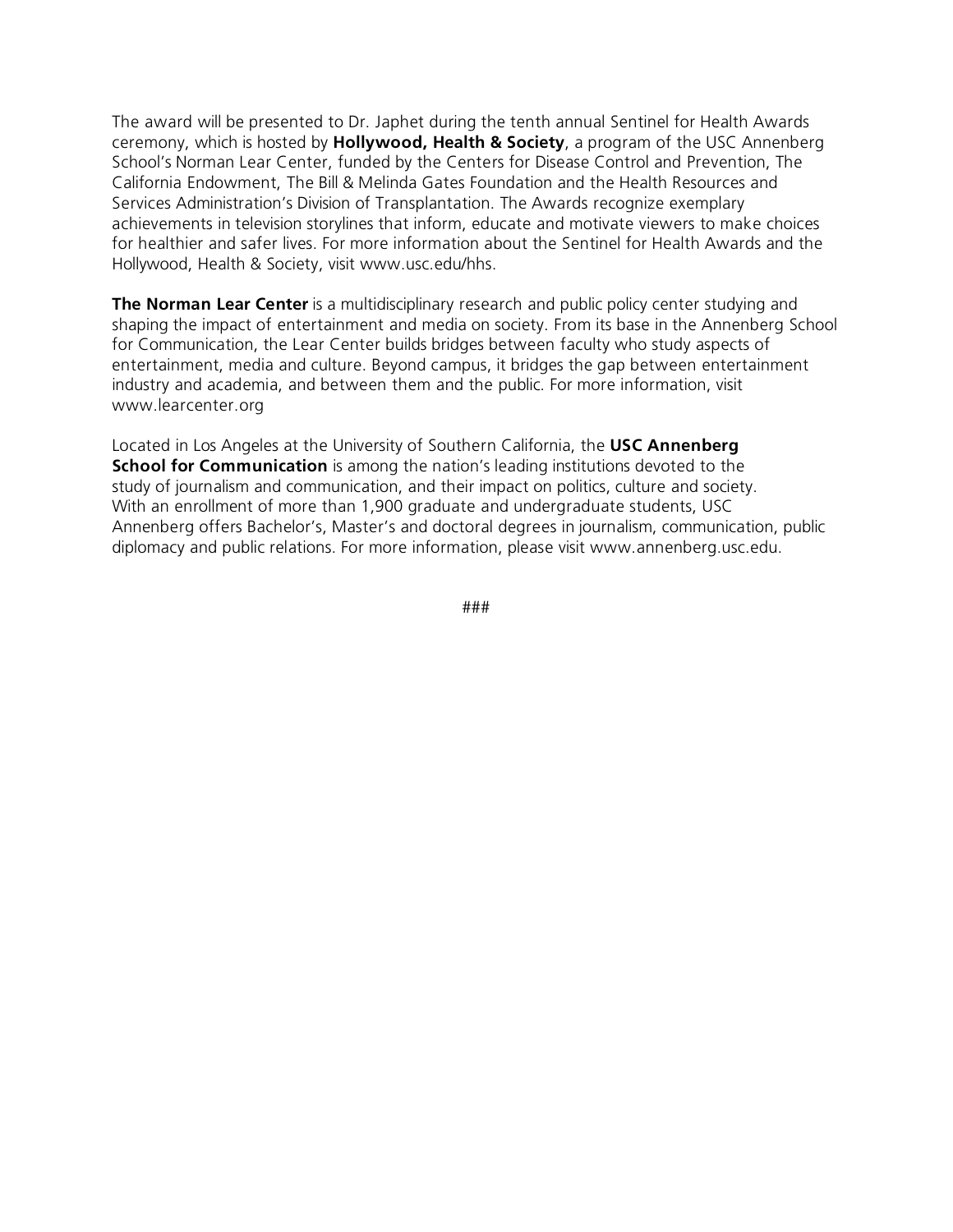The award will be presented to Dr. Japhet during the tenth annual Sentinel for Health Awards ceremony, which is hosted by **Hollywood, Health & Society**, a program of the USC Annenberg School's Norman Lear Center, funded by the Centers for Disease Control and Prevention, The California Endowment, The Bill & Melinda Gates Foundation and the Health Resources and Services Administration's Division of Transplantation. The Awards recognize exemplary achievements in television storylines that inform, educate and motivate viewers to make choices for healthier and safer lives. For more information about the Sentinel for Health Awards and the Hollywood, Health & Society, visit www.usc.edu/hhs.

**The Norman Lear Center** is a multidisciplinary research and public policy center studying and shaping the impact of entertainment and media on society. From its base in the Annenberg School for Communication, the Lear Center builds bridges between faculty who study aspects of entertainment, media and culture. Beyond campus, it bridges the gap between entertainment industry and academia, and between them and the public. For more information, visit www.learcenter.org

Located in Los Angeles at the University of Southern California, the **USC Annenberg School for Communication** is among the nation's leading institutions devoted to the study of journalism and communication, and their impact on politics, culture and society. With an enrollment of more than 1,900 graduate and undergraduate students, USC Annenberg offers Bachelor's, Master's and doctoral degrees in journalism, communication, public diplomacy and public relations. For more information, please visit www.annenberg.usc.edu.

###